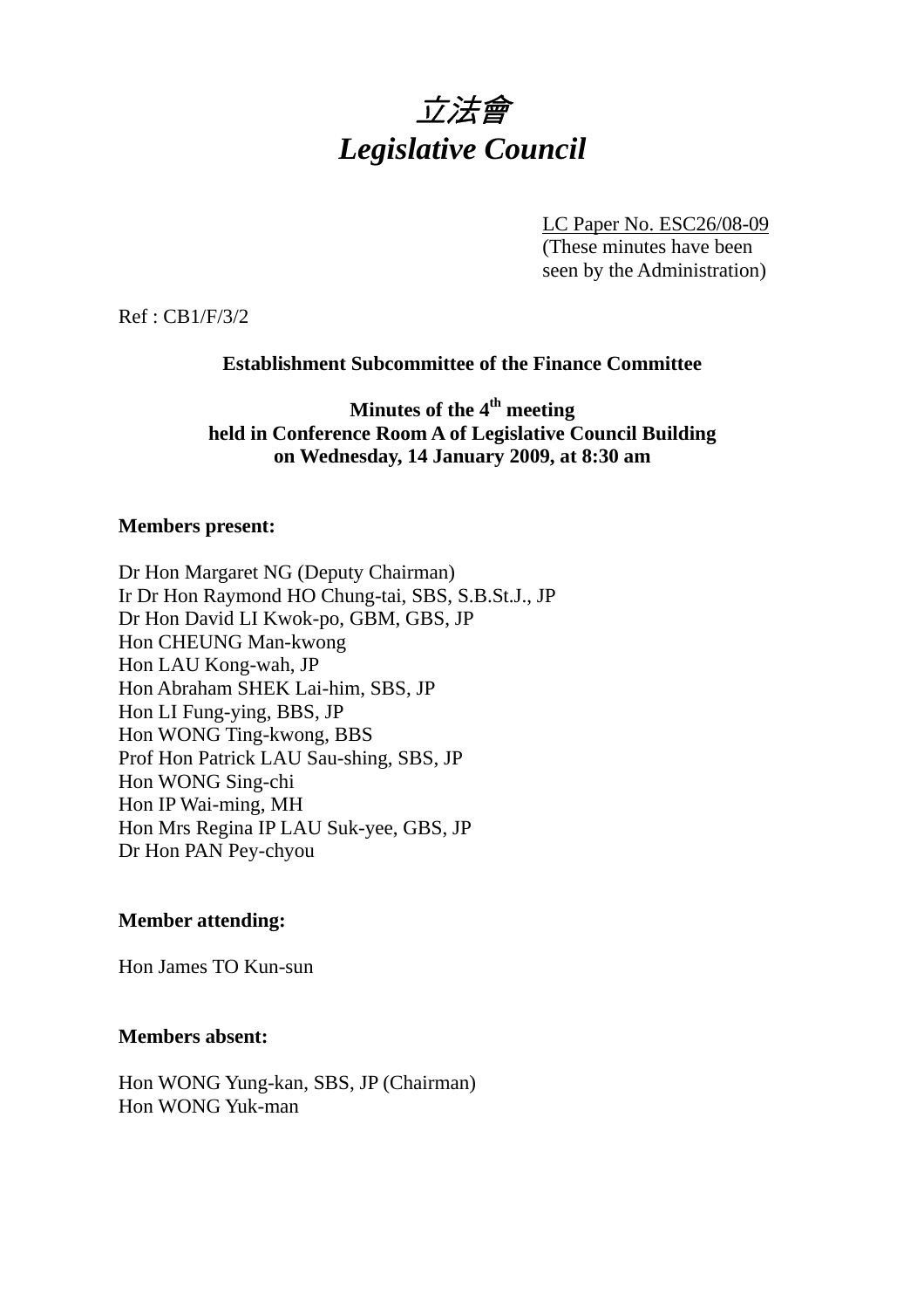# *立法會*
# *Legislative Council*

LC Paper No. ESC26/08-09
(These minutes have been seen by the Administration)

Ref : CB1/F/3/2

**Establishment Subcommittee of the Finance Committee**

**Minutes of the 4th meeting**
**held in Conference Room A of Legislative Council Building**
**on Wednesday, 14 January 2009, at 8:30 am**

**Members present:**

Dr Hon Margaret NG (Deputy Chairman)
Ir Dr Hon Raymond HO Chung-tai, SBS, S.B.St.J., JP
Dr Hon David LI Kwok-po, GBM, GBS, JP
Hon CHEUNG Man-kwong
Hon LAU Kong-wah, JP
Hon Abraham SHEK Lai-him, SBS, JP
Hon LI Fung-ying, BBS, JP
Hon WONG Ting-kwong, BBS
Prof Hon Patrick LAU Sau-shing, SBS, JP
Hon WONG Sing-chi
Hon IP Wai-ming, MH
Hon Mrs Regina IP LAU Suk-yee, GBS, JP
Dr Hon PAN Pey-chyou

**Member attending:**

Hon James TO Kun-sun

**Members absent:**

Hon WONG Yung-kan, SBS, JP (Chairman)
Hon WONG Yuk-man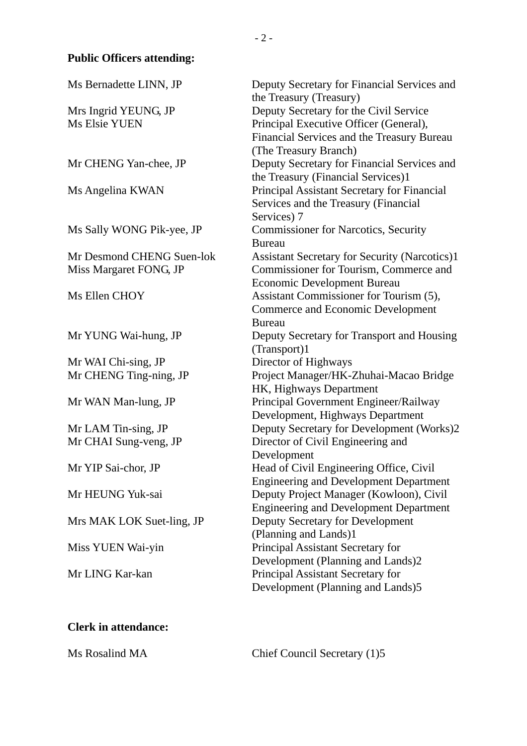**Public Officers attending:**

| | |
|---|---|
| Ms Bernadette LINN, JP | Deputy Secretary for Financial Services and the Treasury (Treasury) |
| Mrs Ingrid YEUNG, JP | Deputy Secretary for the Civil Service |
| Ms Elsie YUEN | Principal Executive Officer (General), Financial Services and the Treasury Bureau (The Treasury Branch) |
| Mr CHENG Yan-chee, JP | Deputy Secretary for Financial Services and the Treasury (Financial Services)1 |
| Ms Angelina KWAN | Principal Assistant Secretary for Financial Services and the Treasury (Financial Services) 7 |
| Ms Sally WONG Pik-yee, JP | Commissioner for Narcotics, Security Bureau |
| Mr Desmond CHENG Suen-lok | Assistant Secretary for Security (Narcotics)1 |
| Miss Margaret FONG, JP | Commissioner for Tourism, Commerce and Economic Development Bureau |
| Ms Ellen CHOY | Assistant Commissioner for Tourism (5), Commerce and Economic Development Bureau |
| Mr YUNG Wai-hung, JP | Deputy Secretary for Transport and Housing (Transport)1 |
| Mr WAI Chi-sing, JP | Director of Highways |
| Mr CHENG Ting-ning, JP | Project Manager/HK-Zhuhai-Macao Bridge HK, Highways Department |
| Mr WAN Man-lung, JP | Principal Government Engineer/Railway Development, Highways Department |
| Mr LAM Tin-sing, JP | Deputy Secretary for Development (Works)2 |
| Mr CHAI Sung-veng, JP | Director of Civil Engineering and Development |
| Mr YIP Sai-chor, JP | Head of Civil Engineering Office, Civil Engineering and Development Department |
| Mr HEUNG Yuk-sai | Deputy Project Manager (Kowloon), Civil Engineering and Development Department |
| Mrs MAK LOK Suet-ling, JP | Deputy Secretary for Development (Planning and Lands)1 |
| Miss YUEN Wai-yin | Principal Assistant Secretary for Development (Planning and Lands)2 |
| Mr LING Kar-kan | Principal Assistant Secretary for Development (Planning and Lands)5 |

**Clerk in attendance:**

| | |
|---|---|
| Ms Rosalind MA | Chief Council Secretary (1)5 |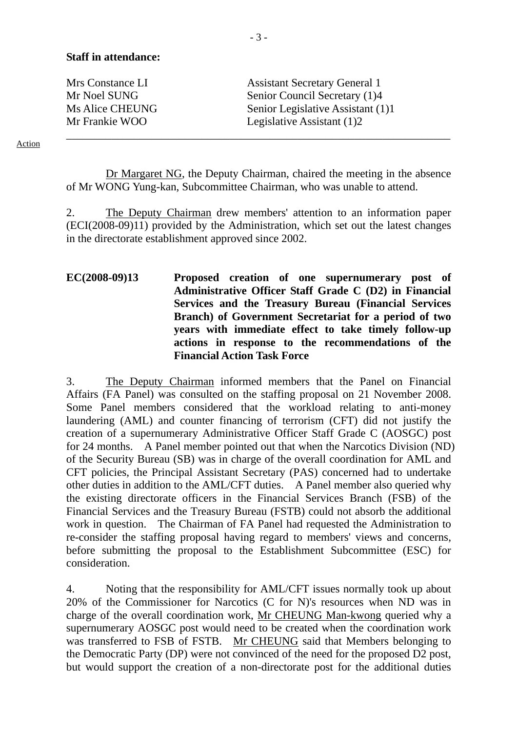**Staff in attendance:**

| | |
|---|---|
| Mrs Constance LI | Assistant Secretary General 1 |
| Mr Noel SUNG | Senior Council Secretary (1)4 |
| Ms Alice CHEUNG | Senior Legislative Assistant (1)1 |
| Mr Frankie WOO | Legislative Assistant (1)2 |

---

Action

Dr Margaret NG, the Deputy Chairman, chaired the meeting in the absence of Mr WONG Yung-kan, Subcommittee Chairman, who was unable to attend.

2. The Deputy Chairman drew members' attention to an information paper (ECI(2008-09)11) provided by the Administration, which set out the latest changes in the directorate establishment approved since 2002.

**EC(2008-09)13 Proposed creation of one supernumerary post of Administrative Officer Staff Grade C (D2) in Financial Services and the Treasury Bureau (Financial Services Branch) of Government Secretariat for a period of two years with immediate effect to take timely follow-up actions in response to the recommendations of the Financial Action Task Force**

3. The Deputy Chairman informed members that the Panel on Financial Affairs (FA Panel) was consulted on the staffing proposal on 21 November 2008. Some Panel members considered that the workload relating to anti-money laundering (AML) and counter financing of terrorism (CFT) did not justify the creation of a supernumerary Administrative Officer Staff Grade C (AOSGC) post for 24 months. A Panel member pointed out that when the Narcotics Division (ND) of the Security Bureau (SB) was in charge of the overall coordination for AML and CFT policies, the Principal Assistant Secretary (PAS) concerned had to undertake other duties in addition to the AML/CFT duties. A Panel member also queried why the existing directorate officers in the Financial Services Branch (FSB) of the Financial Services and the Treasury Bureau (FSTB) could not absorb the additional work in question. The Chairman of FA Panel had requested the Administration to re-consider the staffing proposal having regard to members' views and concerns, before submitting the proposal to the Establishment Subcommittee (ESC) for consideration.

4. Noting that the responsibility for AML/CFT issues normally took up about 20% of the Commissioner for Narcotics (C for N)'s resources when ND was in charge of the overall coordination work, Mr CHEUNG Man-kwong queried why a supernumerary AOSGC post would need to be created when the coordination work was transferred to FSB of FSTB. Mr CHEUNG said that Members belonging to the Democratic Party (DP) were not convinced of the need for the proposed D2 post, but would support the creation of a non-directorate post for the additional duties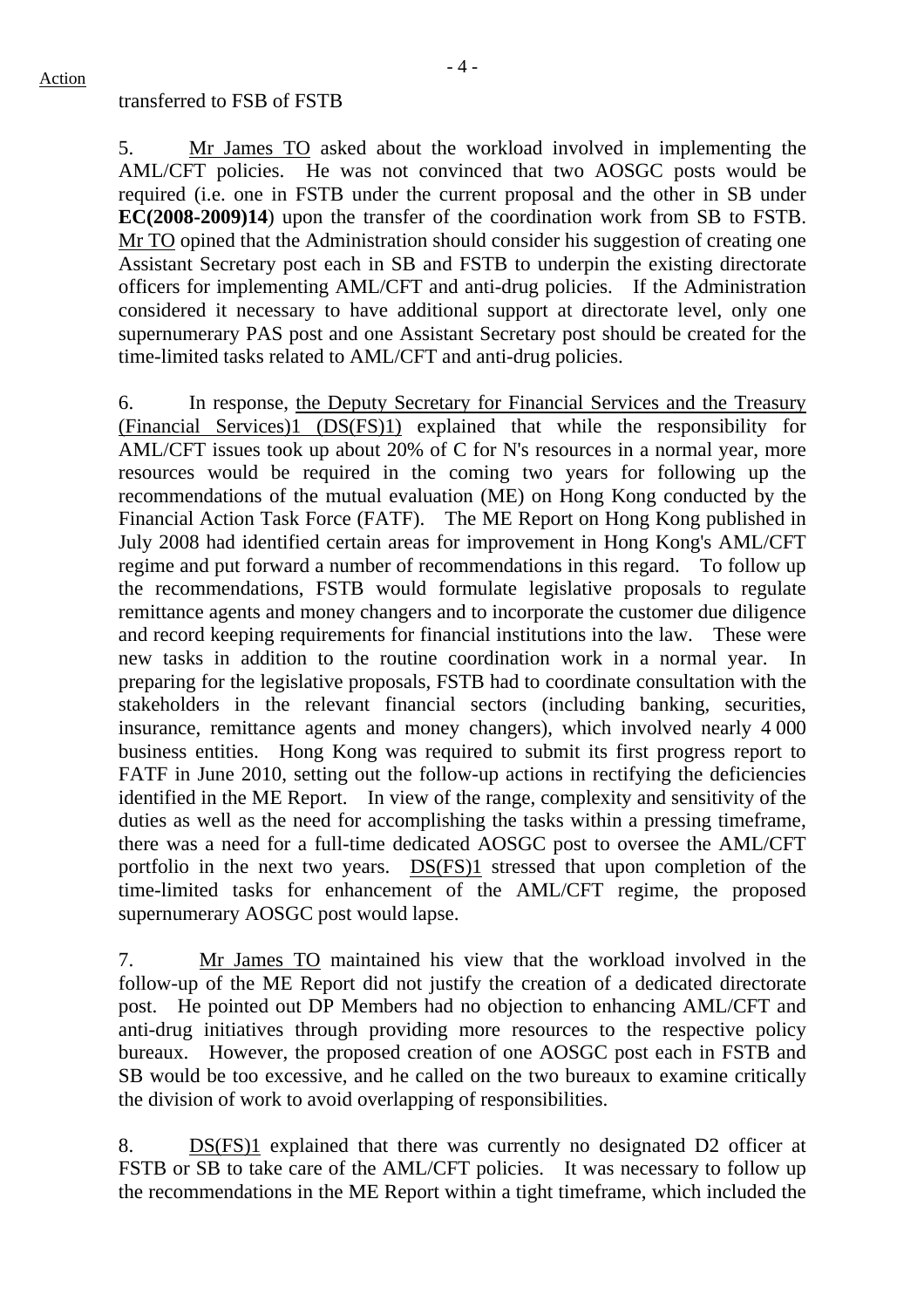Action

transferred to FSB of FSTB

5. Mr James TO asked about the workload involved in implementing the AML/CFT policies. He was not convinced that two AOSGC posts would be required (i.e. one in FSTB under the current proposal and the other in SB under **EC(2008-2009)14**) upon the transfer of the coordination work from SB to FSTB. Mr TO opined that the Administration should consider his suggestion of creating one Assistant Secretary post each in SB and FSTB to underpin the existing directorate officers for implementing AML/CFT and anti-drug policies. If the Administration considered it necessary to have additional support at directorate level, only one supernumerary PAS post and one Assistant Secretary post should be created for the time-limited tasks related to AML/CFT and anti-drug policies.

6. In response, the Deputy Secretary for Financial Services and the Treasury (Financial Services)1 (DS(FS)1) explained that while the responsibility for AML/CFT issues took up about 20% of C for N's resources in a normal year, more resources would be required in the coming two years for following up the recommendations of the mutual evaluation (ME) on Hong Kong conducted by the Financial Action Task Force (FATF). The ME Report on Hong Kong published in July 2008 had identified certain areas for improvement in Hong Kong's AML/CFT regime and put forward a number of recommendations in this regard. To follow up the recommendations, FSTB would formulate legislative proposals to regulate remittance agents and money changers and to incorporate the customer due diligence and record keeping requirements for financial institutions into the law. These were new tasks in addition to the routine coordination work in a normal year. In preparing for the legislative proposals, FSTB had to coordinate consultation with the stakeholders in the relevant financial sectors (including banking, securities, insurance, remittance agents and money changers), which involved nearly 4 000 business entities. Hong Kong was required to submit its first progress report to FATF in June 2010, setting out the follow-up actions in rectifying the deficiencies identified in the ME Report. In view of the range, complexity and sensitivity of the duties as well as the need for accomplishing the tasks within a pressing timeframe, there was a need for a full-time dedicated AOSGC post to oversee the AML/CFT portfolio in the next two years. DS(FS)1 stressed that upon completion of the time-limited tasks for enhancement of the AML/CFT regime, the proposed supernumerary AOSGC post would lapse.

7. Mr James TO maintained his view that the workload involved in the follow-up of the ME Report did not justify the creation of a dedicated directorate post. He pointed out DP Members had no objection to enhancing AML/CFT and anti-drug initiatives through providing more resources to the respective policy bureaux. However, the proposed creation of one AOSGC post each in FSTB and SB would be too excessive, and he called on the two bureaux to examine critically the division of work to avoid overlapping of responsibilities.

8. DS(FS)1 explained that there was currently no designated D2 officer at FSTB or SB to take care of the AML/CFT policies. It was necessary to follow up the recommendations in the ME Report within a tight timeframe, which included the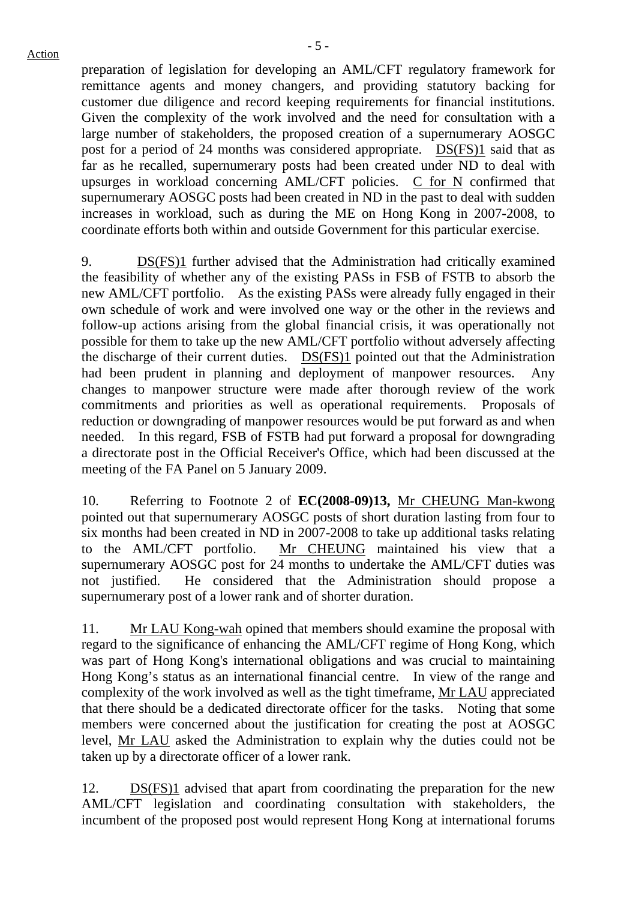preparation of legislation for developing an AML/CFT regulatory framework for remittance agents and money changers, and providing statutory backing for customer due diligence and record keeping requirements for financial institutions. Given the complexity of the work involved and the need for consultation with a large number of stakeholders, the proposed creation of a supernumerary AOSGC post for a period of 24 months was considered appropriate. DS(FS)1 said that as far as he recalled, supernumerary posts had been created under ND to deal with upsurges in workload concerning AML/CFT policies. C for N confirmed that supernumerary AOSGC posts had been created in ND in the past to deal with sudden increases in workload, such as during the ME on Hong Kong in 2007-2008, to coordinate efforts both within and outside Government for this particular exercise.

9. DS(FS)1 further advised that the Administration had critically examined the feasibility of whether any of the existing PASs in FSB of FSTB to absorb the new AML/CFT portfolio. As the existing PASs were already fully engaged in their own schedule of work and were involved one way or the other in the reviews and follow-up actions arising from the global financial crisis, it was operationally not possible for them to take up the new AML/CFT portfolio without adversely affecting the discharge of their current duties. DS(FS)1 pointed out that the Administration had been prudent in planning and deployment of manpower resources. Any changes to manpower structure were made after thorough review of the work commitments and priorities as well as operational requirements. Proposals of reduction or downgrading of manpower resources would be put forward as and when needed. In this regard, FSB of FSTB had put forward a proposal for downgrading a directorate post in the Official Receiver's Office, which had been discussed at the meeting of the FA Panel on 5 January 2009.

10. Referring to Footnote 2 of **EC(2008-09)13,** Mr CHEUNG Man-kwong pointed out that supernumerary AOSGC posts of short duration lasting from four to six months had been created in ND in 2007-2008 to take up additional tasks relating to the AML/CFT portfolio. Mr CHEUNG maintained his view that a supernumerary AOSGC post for 24 months to undertake the AML/CFT duties was not justified. He considered that the Administration should propose a supernumerary post of a lower rank and of shorter duration.

11. Mr LAU Kong-wah opined that members should examine the proposal with regard to the significance of enhancing the AML/CFT regime of Hong Kong, which was part of Hong Kong's international obligations and was crucial to maintaining Hong Kong's status as an international financial centre. In view of the range and complexity of the work involved as well as the tight timeframe, Mr LAU appreciated that there should be a dedicated directorate officer for the tasks. Noting that some members were concerned about the justification for creating the post at AOSGC level, Mr LAU asked the Administration to explain why the duties could not be taken up by a directorate officer of a lower rank.

12. DS(FS)1 advised that apart from coordinating the preparation for the new AML/CFT legislation and coordinating consultation with stakeholders, the incumbent of the proposed post would represent Hong Kong at international forums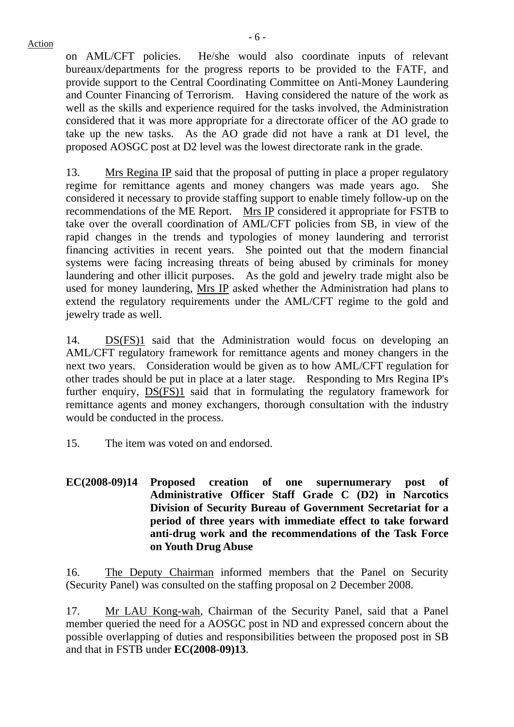on AML/CFT policies. He/she would also coordinate inputs of relevant bureaux/departments for the progress reports to be provided to the FATF, and provide support to the Central Coordinating Committee on Anti-Money Laundering and Counter Financing of Terrorism. Having considered the nature of the work as well as the skills and experience required for the tasks involved, the Administration considered that it was more appropriate for a directorate officer of the AO grade to take up the new tasks. As the AO grade did not have a rank at D1 level, the proposed AOSGC post at D2 level was the lowest directorate rank in the grade.

13. Mrs Regina IP said that the proposal of putting in place a proper regulatory regime for remittance agents and money changers was made years ago. She considered it necessary to provide staffing support to enable timely follow-up on the recommendations of the ME Report. Mrs IP considered it appropriate for FSTB to take over the overall coordination of AML/CFT policies from SB, in view of the rapid changes in the trends and typologies of money laundering and terrorist financing activities in recent years. She pointed out that the modern financial systems were facing increasing threats of being abused by criminals for money laundering and other illicit purposes. As the gold and jewelry trade might also be used for money laundering, Mrs IP asked whether the Administration had plans to extend the regulatory requirements under the AML/CFT regime to the gold and jewelry trade as well.

14. DS(FS)1 said that the Administration would focus on developing an AML/CFT regulatory framework for remittance agents and money changers in the next two years. Consideration would be given as to how AML/CFT regulation for other trades should be put in place at a later stage. Responding to Mrs Regina IP's further enquiry, DS(FS)1 said that in formulating the regulatory framework for remittance agents and money exchangers, thorough consultation with the industry would be conducted in the process.

15. The item was voted on and endorsed.

**EC(2008-09)14 Proposed creation of one supernumerary post of Administrative Officer Staff Grade C (D2) in Narcotics Division of Security Bureau of Government Secretariat for a period of three years with immediate effect to take forward anti-drug work and the recommendations of the Task Force on Youth Drug Abuse**

16. The Deputy Chairman informed members that the Panel on Security (Security Panel) was consulted on the staffing proposal on 2 December 2008.

17. Mr LAU Kong-wah, Chairman of the Security Panel, said that a Panel member queried the need for a AOSGC post in ND and expressed concern about the possible overlapping of duties and responsibilities between the proposed post in SB and that in FSTB under **EC(2008-09)13**.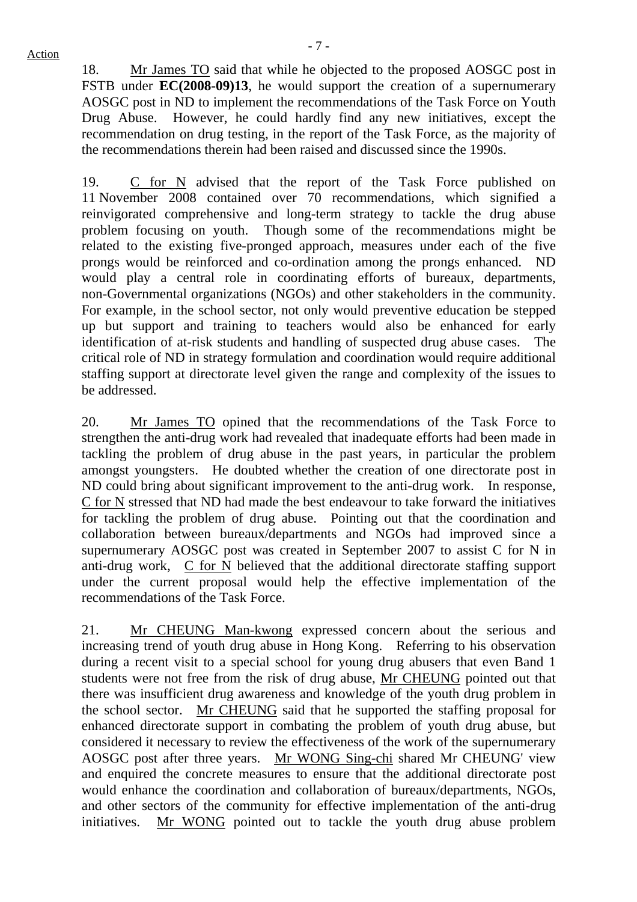Action

18. Mr James TO said that while he objected to the proposed AOSGC post in FSTB under **EC(2008-09)13**, he would support the creation of a supernumerary AOSGC post in ND to implement the recommendations of the Task Force on Youth Drug Abuse. However, he could hardly find any new initiatives, except the recommendation on drug testing, in the report of the Task Force, as the majority of the recommendations therein had been raised and discussed since the 1990s.

19. C for N advised that the report of the Task Force published on 11 November 2008 contained over 70 recommendations, which signified a reinvigorated comprehensive and long-term strategy to tackle the drug abuse problem focusing on youth. Though some of the recommendations might be related to the existing five-pronged approach, measures under each of the five prongs would be reinforced and co-ordination among the prongs enhanced. ND would play a central role in coordinating efforts of bureaux, departments, non-Governmental organizations (NGOs) and other stakeholders in the community. For example, in the school sector, not only would preventive education be stepped up but support and training to teachers would also be enhanced for early identification of at-risk students and handling of suspected drug abuse cases. The critical role of ND in strategy formulation and coordination would require additional staffing support at directorate level given the range and complexity of the issues to be addressed.

20. Mr James TO opined that the recommendations of the Task Force to strengthen the anti-drug work had revealed that inadequate efforts had been made in tackling the problem of drug abuse in the past years, in particular the problem amongst youngsters. He doubted whether the creation of one directorate post in ND could bring about significant improvement to the anti-drug work. In response, C for N stressed that ND had made the best endeavour to take forward the initiatives for tackling the problem of drug abuse. Pointing out that the coordination and collaboration between bureaux/departments and NGOs had improved since a supernumerary AOSGC post was created in September 2007 to assist C for N in anti-drug work, C for N believed that the additional directorate staffing support under the current proposal would help the effective implementation of the recommendations of the Task Force.

21. Mr CHEUNG Man-kwong expressed concern about the serious and increasing trend of youth drug abuse in Hong Kong. Referring to his observation during a recent visit to a special school for young drug abusers that even Band 1 students were not free from the risk of drug abuse, Mr CHEUNG pointed out that there was insufficient drug awareness and knowledge of the youth drug problem in the school sector. Mr CHEUNG said that he supported the staffing proposal for enhanced directorate support in combating the problem of youth drug abuse, but considered it necessary to review the effectiveness of the work of the supernumerary AOSGC post after three years. Mr WONG Sing-chi shared Mr CHEUNG' view and enquired the concrete measures to ensure that the additional directorate post would enhance the coordination and collaboration of bureaux/departments, NGOs, and other sectors of the community for effective implementation of the anti-drug initiatives. Mr WONG pointed out to tackle the youth drug abuse problem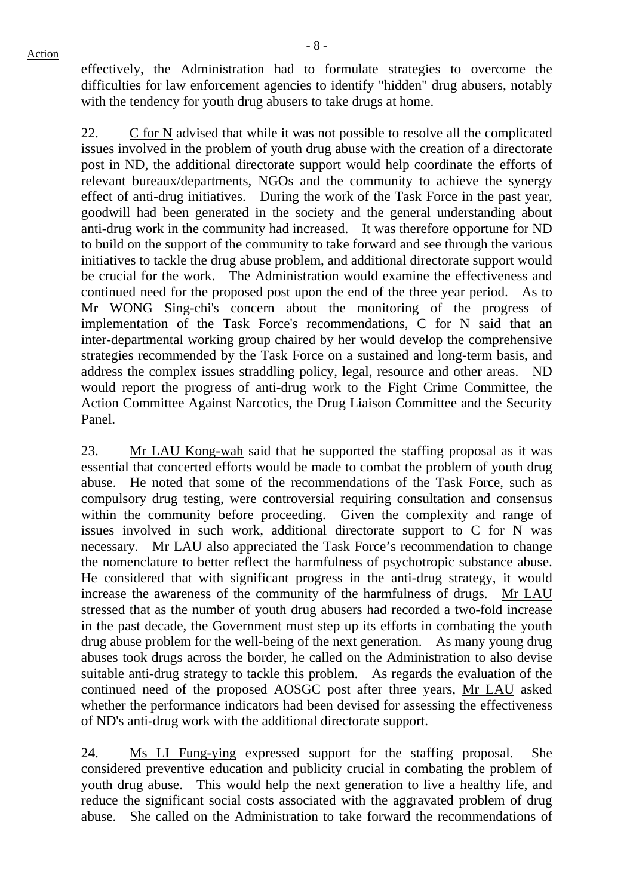effectively, the Administration had to formulate strategies to overcome the difficulties for law enforcement agencies to identify "hidden" drug abusers, notably with the tendency for youth drug abusers to take drugs at home.

22. C for N advised that while it was not possible to resolve all the complicated issues involved in the problem of youth drug abuse with the creation of a directorate post in ND, the additional directorate support would help coordinate the efforts of relevant bureaux/departments, NGOs and the community to achieve the synergy effect of anti-drug initiatives. During the work of the Task Force in the past year, goodwill had been generated in the society and the general understanding about anti-drug work in the community had increased. It was therefore opportune for ND to build on the support of the community to take forward and see through the various initiatives to tackle the drug abuse problem, and additional directorate support would be crucial for the work. The Administration would examine the effectiveness and continued need for the proposed post upon the end of the three year period. As to Mr WONG Sing-chi's concern about the monitoring of the progress of implementation of the Task Force's recommendations, C for N said that an inter-departmental working group chaired by her would develop the comprehensive strategies recommended by the Task Force on a sustained and long-term basis, and address the complex issues straddling policy, legal, resource and other areas. ND would report the progress of anti-drug work to the Fight Crime Committee, the Action Committee Against Narcotics, the Drug Liaison Committee and the Security Panel.

23. Mr LAU Kong-wah said that he supported the staffing proposal as it was essential that concerted efforts would be made to combat the problem of youth drug abuse. He noted that some of the recommendations of the Task Force, such as compulsory drug testing, were controversial requiring consultation and consensus within the community before proceeding. Given the complexity and range of issues involved in such work, additional directorate support to C for N was necessary. Mr LAU also appreciated the Task Force's recommendation to change the nomenclature to better reflect the harmfulness of psychotropic substance abuse. He considered that with significant progress in the anti-drug strategy, it would increase the awareness of the community of the harmfulness of drugs. Mr LAU stressed that as the number of youth drug abusers had recorded a two-fold increase in the past decade, the Government must step up its efforts in combating the youth drug abuse problem for the well-being of the next generation. As many young drug abuses took drugs across the border, he called on the Administration to also devise suitable anti-drug strategy to tackle this problem. As regards the evaluation of the continued need of the proposed AOSGC post after three years, Mr LAU asked whether the performance indicators had been devised for assessing the effectiveness of ND's anti-drug work with the additional directorate support.

24. Ms LI Fung-ying expressed support for the staffing proposal. She considered preventive education and publicity crucial in combating the problem of youth drug abuse. This would help the next generation to live a healthy life, and reduce the significant social costs associated with the aggravated problem of drug abuse. She called on the Administration to take forward the recommendations of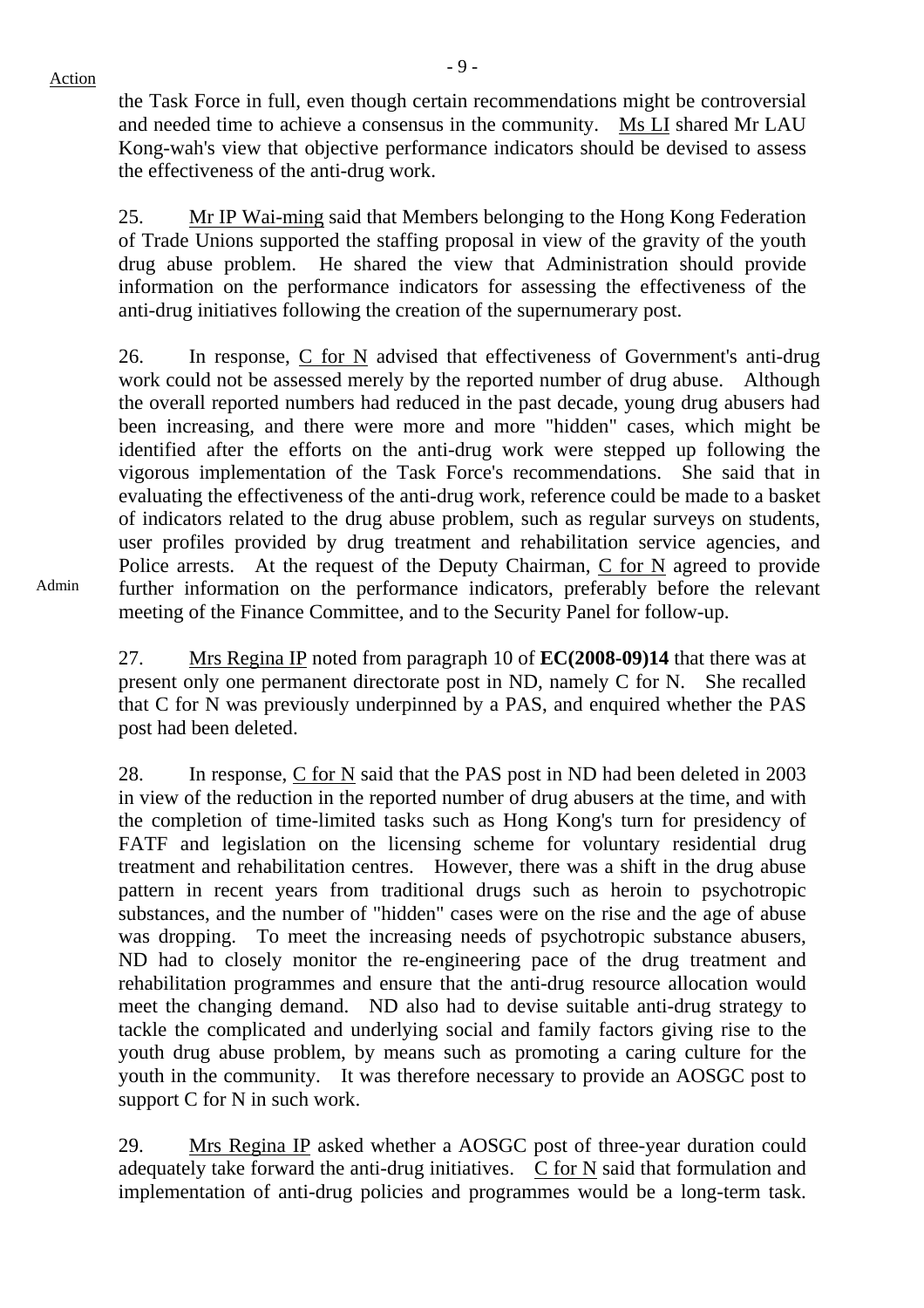the Task Force in full, even though certain recommendations might be controversial and needed time to achieve a consensus in the community. Ms LI shared Mr LAU Kong-wah's view that objective performance indicators should be devised to assess the effectiveness of the anti-drug work.

25. Mr IP Wai-ming said that Members belonging to the Hong Kong Federation of Trade Unions supported the staffing proposal in view of the gravity of the youth drug abuse problem. He shared the view that Administration should provide information on the performance indicators for assessing the effectiveness of the anti-drug initiatives following the creation of the supernumerary post.

26. In response, C for N advised that effectiveness of Government's anti-drug work could not be assessed merely by the reported number of drug abuse. Although the overall reported numbers had reduced in the past decade, young drug abusers had been increasing, and there were more and more "hidden" cases, which might be identified after the efforts on the anti-drug work were stepped up following the vigorous implementation of the Task Force's recommendations. She said that in evaluating the effectiveness of the anti-drug work, reference could be made to a basket of indicators related to the drug abuse problem, such as regular surveys on students, user profiles provided by drug treatment and rehabilitation service agencies, and Police arrests. At the request of the Deputy Chairman, C for N agreed to provide further information on the performance indicators, preferably before the relevant meeting of the Finance Committee, and to the Security Panel for follow-up.

Admin

27. Mrs Regina IP noted from paragraph 10 of **EC(2008-09)14** that there was at present only one permanent directorate post in ND, namely C for N. She recalled that C for N was previously underpinned by a PAS, and enquired whether the PAS post had been deleted.

28. In response, C for N said that the PAS post in ND had been deleted in 2003 in view of the reduction in the reported number of drug abusers at the time, and with the completion of time-limited tasks such as Hong Kong's turn for presidency of FATF and legislation on the licensing scheme for voluntary residential drug treatment and rehabilitation centres. However, there was a shift in the drug abuse pattern in recent years from traditional drugs such as heroin to psychotropic substances, and the number of "hidden" cases were on the rise and the age of abuse was dropping. To meet the increasing needs of psychotropic substance abusers, ND had to closely monitor the re-engineering pace of the drug treatment and rehabilitation programmes and ensure that the anti-drug resource allocation would meet the changing demand. ND also had to devise suitable anti-drug strategy to tackle the complicated and underlying social and family factors giving rise to the youth drug abuse problem, by means such as promoting a caring culture for the youth in the community. It was therefore necessary to provide an AOSGC post to support C for N in such work.

29. Mrs Regina IP asked whether a AOSGC post of three-year duration could adequately take forward the anti-drug initiatives. C for N said that formulation and implementation of anti-drug policies and programmes would be a long-term task.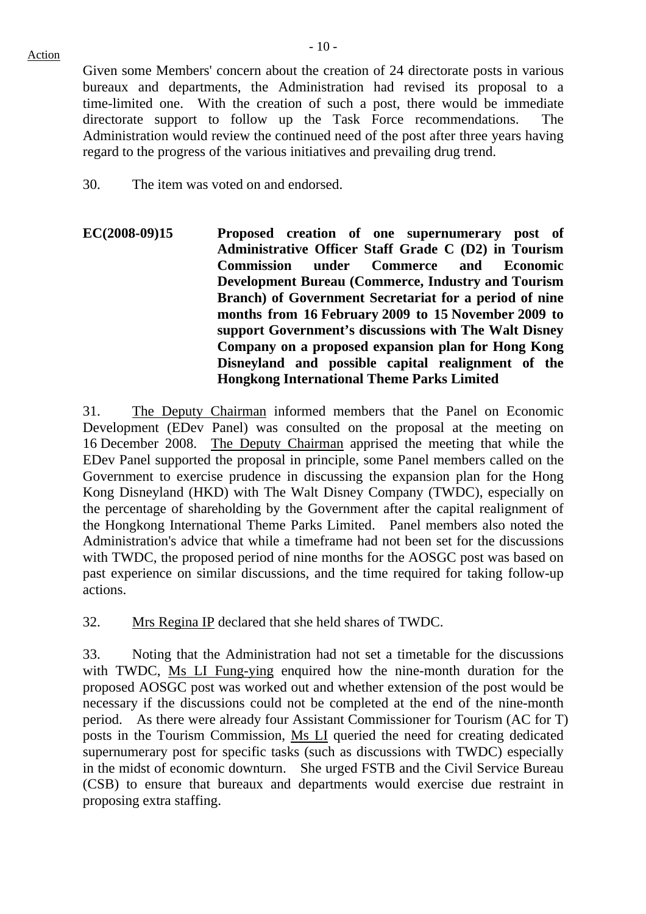Given some Members' concern about the creation of 24 directorate posts in various bureaux and departments, the Administration had revised its proposal to a time-limited one. With the creation of such a post, there would be immediate directorate support to follow up the Task Force recommendations. The Administration would review the continued need of the post after three years having regard to the progress of the various initiatives and prevailing drug trend.

30. The item was voted on and endorsed.

**EC(2008-09)15 Proposed creation of one supernumerary post of Administrative Officer Staff Grade C (D2) in Tourism Commission under Commerce and Economic Development Bureau (Commerce, Industry and Tourism Branch) of Government Secretariat for a period of nine months from 16 February 2009 to 15 November 2009 to support Government's discussions with The Walt Disney Company on a proposed expansion plan for Hong Kong Disneyland and possible capital realignment of the Hongkong International Theme Parks Limited**

31. The Deputy Chairman informed members that the Panel on Economic Development (EDev Panel) was consulted on the proposal at the meeting on 16 December 2008. The Deputy Chairman apprised the meeting that while the EDev Panel supported the proposal in principle, some Panel members called on the Government to exercise prudence in discussing the expansion plan for the Hong Kong Disneyland (HKD) with The Walt Disney Company (TWDC), especially on the percentage of shareholding by the Government after the capital realignment of the Hongkong International Theme Parks Limited. Panel members also noted the Administration's advice that while a timeframe had not been set for the discussions with TWDC, the proposed period of nine months for the AOSGC post was based on past experience on similar discussions, and the time required for taking follow-up actions.

32. Mrs Regina IP declared that she held shares of TWDC.

33. Noting that the Administration had not set a timetable for the discussions with TWDC, Ms LI Fung-ying enquired how the nine-month duration for the proposed AOSGC post was worked out and whether extension of the post would be necessary if the discussions could not be completed at the end of the nine-month period. As there were already four Assistant Commissioner for Tourism (AC for T) posts in the Tourism Commission, Ms LI queried the need for creating dedicated supernumerary post for specific tasks (such as discussions with TWDC) especially in the midst of economic downturn. She urged FSTB and the Civil Service Bureau (CSB) to ensure that bureaux and departments would exercise due restraint in proposing extra staffing.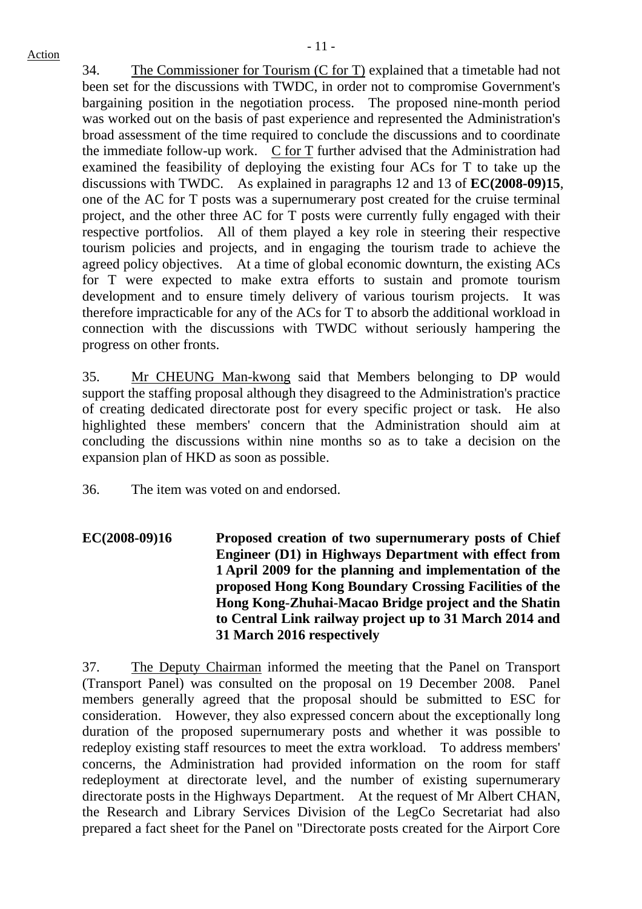Action

34. The Commissioner for Tourism (C for T) explained that a timetable had not been set for the discussions with TWDC, in order not to compromise Government's bargaining position in the negotiation process. The proposed nine-month period was worked out on the basis of past experience and represented the Administration's broad assessment of the time required to conclude the discussions and to coordinate the immediate follow-up work. C for T further advised that the Administration had examined the feasibility of deploying the existing four ACs for T to take up the discussions with TWDC. As explained in paragraphs 12 and 13 of **EC(2008-09)15**, one of the AC for T posts was a supernumerary post created for the cruise terminal project, and the other three AC for T posts were currently fully engaged with their respective portfolios. All of them played a key role in steering their respective tourism policies and projects, and in engaging the tourism trade to achieve the agreed policy objectives. At a time of global economic downturn, the existing ACs for T were expected to make extra efforts to sustain and promote tourism development and to ensure timely delivery of various tourism projects. It was therefore impracticable for any of the ACs for T to absorb the additional workload in connection with the discussions with TWDC without seriously hampering the progress on other fronts.

35. Mr CHEUNG Man-kwong said that Members belonging to DP would support the staffing proposal although they disagreed to the Administration's practice of creating dedicated directorate post for every specific project or task. He also highlighted these members' concern that the Administration should aim at concluding the discussions within nine months so as to take a decision on the expansion plan of HKD as soon as possible.

36. The item was voted on and endorsed.

**EC(2008-09)16 Proposed creation of two supernumerary posts of Chief Engineer (D1) in Highways Department with effect from 1 April 2009 for the planning and implementation of the proposed Hong Kong Boundary Crossing Facilities of the Hong Kong-Zhuhai-Macao Bridge project and the Shatin to Central Link railway project up to 31 March 2014 and 31 March 2016 respectively**

37. The Deputy Chairman informed the meeting that the Panel on Transport (Transport Panel) was consulted on the proposal on 19 December 2008. Panel members generally agreed that the proposal should be submitted to ESC for consideration. However, they also expressed concern about the exceptionally long duration of the proposed supernumerary posts and whether it was possible to redeploy existing staff resources to meet the extra workload. To address members' concerns, the Administration had provided information on the room for staff redeployment at directorate level, and the number of existing supernumerary directorate posts in the Highways Department. At the request of Mr Albert CHAN, the Research and Library Services Division of the LegCo Secretariat had also prepared a fact sheet for the Panel on "Directorate posts created for the Airport Core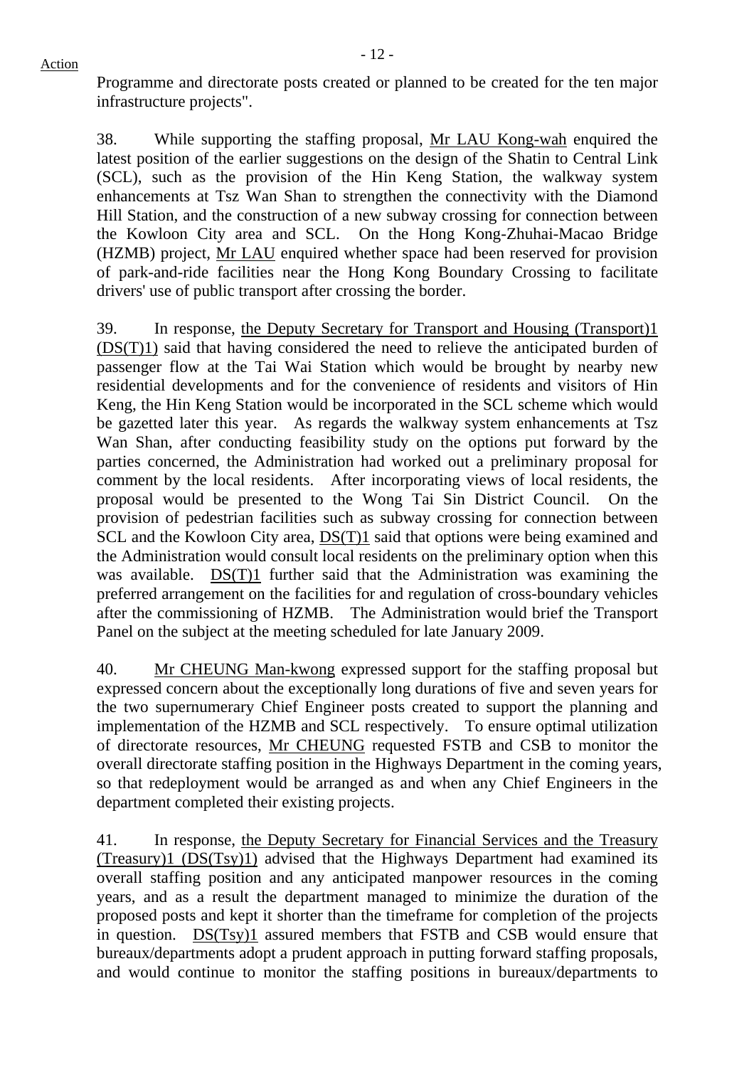Programme and directorate posts created or planned to be created for the ten major infrastructure projects".

38. While supporting the staffing proposal, Mr LAU Kong-wah enquired the latest position of the earlier suggestions on the design of the Shatin to Central Link (SCL), such as the provision of the Hin Keng Station, the walkway system enhancements at Tsz Wan Shan to strengthen the connectivity with the Diamond Hill Station, and the construction of a new subway crossing for connection between the Kowloon City area and SCL. On the Hong Kong-Zhuhai-Macao Bridge (HZMB) project, Mr LAU enquired whether space had been reserved for provision of park-and-ride facilities near the Hong Kong Boundary Crossing to facilitate drivers' use of public transport after crossing the border.

39. In response, the Deputy Secretary for Transport and Housing (Transport)1 (DS(T)1) said that having considered the need to relieve the anticipated burden of passenger flow at the Tai Wai Station which would be brought by nearby new residential developments and for the convenience of residents and visitors of Hin Keng, the Hin Keng Station would be incorporated in the SCL scheme which would be gazetted later this year. As regards the walkway system enhancements at Tsz Wan Shan, after conducting feasibility study on the options put forward by the parties concerned, the Administration had worked out a preliminary proposal for comment by the local residents. After incorporating views of local residents, the proposal would be presented to the Wong Tai Sin District Council. On the provision of pedestrian facilities such as subway crossing for connection between SCL and the Kowloon City area, DS(T)1 said that options were being examined and the Administration would consult local residents on the preliminary option when this was available. DS(T)1 further said that the Administration was examining the preferred arrangement on the facilities for and regulation of cross-boundary vehicles after the commissioning of HZMB. The Administration would brief the Transport Panel on the subject at the meeting scheduled for late January 2009.

40. Mr CHEUNG Man-kwong expressed support for the staffing proposal but expressed concern about the exceptionally long durations of five and seven years for the two supernumerary Chief Engineer posts created to support the planning and implementation of the HZMB and SCL respectively. To ensure optimal utilization of directorate resources, Mr CHEUNG requested FSTB and CSB to monitor the overall directorate staffing position in the Highways Department in the coming years, so that redeployment would be arranged as and when any Chief Engineers in the department completed their existing projects.

41. In response, the Deputy Secretary for Financial Services and the Treasury (Treasury)1 (DS(Tsy)1) advised that the Highways Department had examined its overall staffing position and any anticipated manpower resources in the coming years, and as a result the department managed to minimize the duration of the proposed posts and kept it shorter than the timeframe for completion of the projects in question. DS(Tsy)1 assured members that FSTB and CSB would ensure that bureaux/departments adopt a prudent approach in putting forward staffing proposals, and would continue to monitor the staffing positions in bureaux/departments to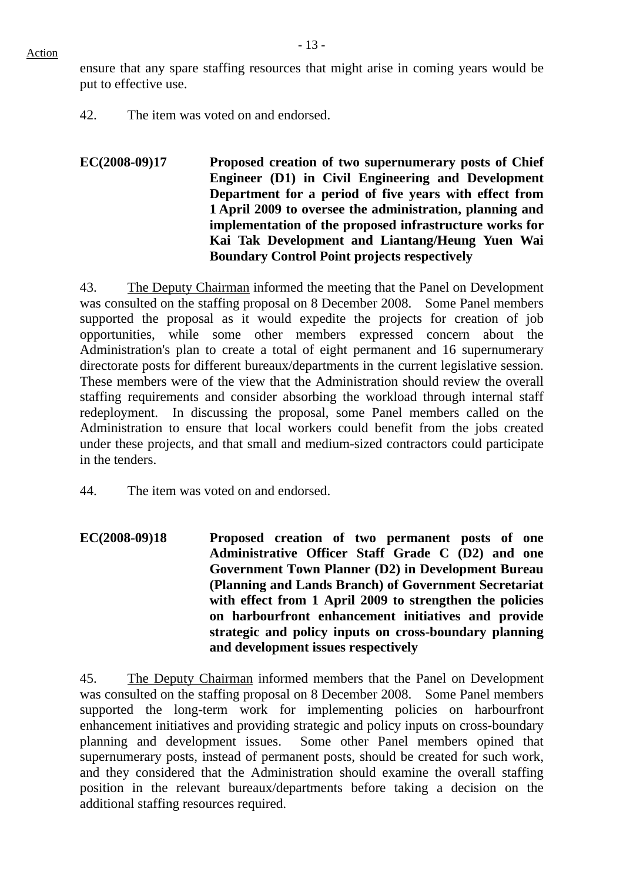ensure that any spare staffing resources that might arise in coming years would be put to effective use.

42. The item was voted on and endorsed.

**EC(2008-09)17 Proposed creation of two supernumerary posts of Chief Engineer (D1) in Civil Engineering and Development Department for a period of five years with effect from 1 April 2009 to oversee the administration, planning and implementation of the proposed infrastructure works for Kai Tak Development and Liantang/Heung Yuen Wai Boundary Control Point projects respectively**

43. The Deputy Chairman informed the meeting that the Panel on Development was consulted on the staffing proposal on 8 December 2008. Some Panel members supported the proposal as it would expedite the projects for creation of job opportunities, while some other members expressed concern about the Administration's plan to create a total of eight permanent and 16 supernumerary directorate posts for different bureaux/departments in the current legislative session. These members were of the view that the Administration should review the overall staffing requirements and consider absorbing the workload through internal staff redeployment. In discussing the proposal, some Panel members called on the Administration to ensure that local workers could benefit from the jobs created under these projects, and that small and medium-sized contractors could participate in the tenders.

44. The item was voted on and endorsed.

**EC(2008-09)18 Proposed creation of two permanent posts of one Administrative Officer Staff Grade C (D2) and one Government Town Planner (D2) in Development Bureau (Planning and Lands Branch) of Government Secretariat with effect from 1 April 2009 to strengthen the policies on harbourfront enhancement initiatives and provide strategic and policy inputs on cross-boundary planning and development issues respectively**

45. The Deputy Chairman informed members that the Panel on Development was consulted on the staffing proposal on 8 December 2008. Some Panel members supported the long-term work for implementing policies on harbourfront enhancement initiatives and providing strategic and policy inputs on cross-boundary planning and development issues. Some other Panel members opined that supernumerary posts, instead of permanent posts, should be created for such work, and they considered that the Administration should examine the overall staffing position in the relevant bureaux/departments before taking a decision on the additional staffing resources required.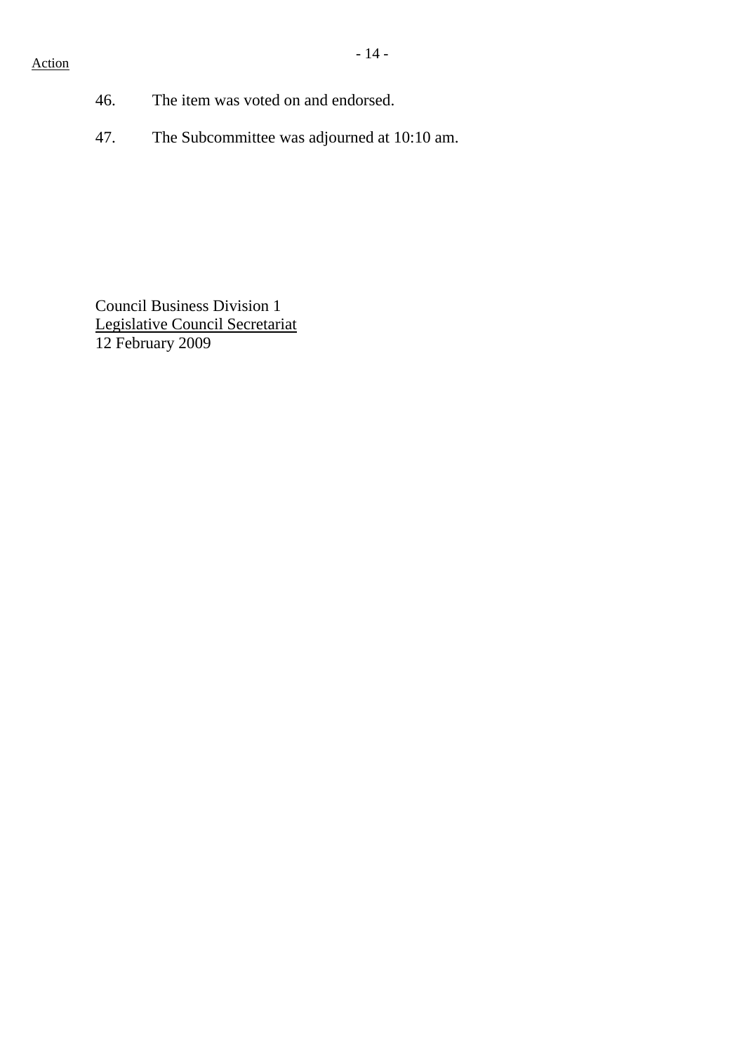Action

46. The item was voted on and endorsed.

47. The Subcommittee was adjourned at 10:10 am.

Council Business Division 1
Legislative Council Secretariat
12 February 2009